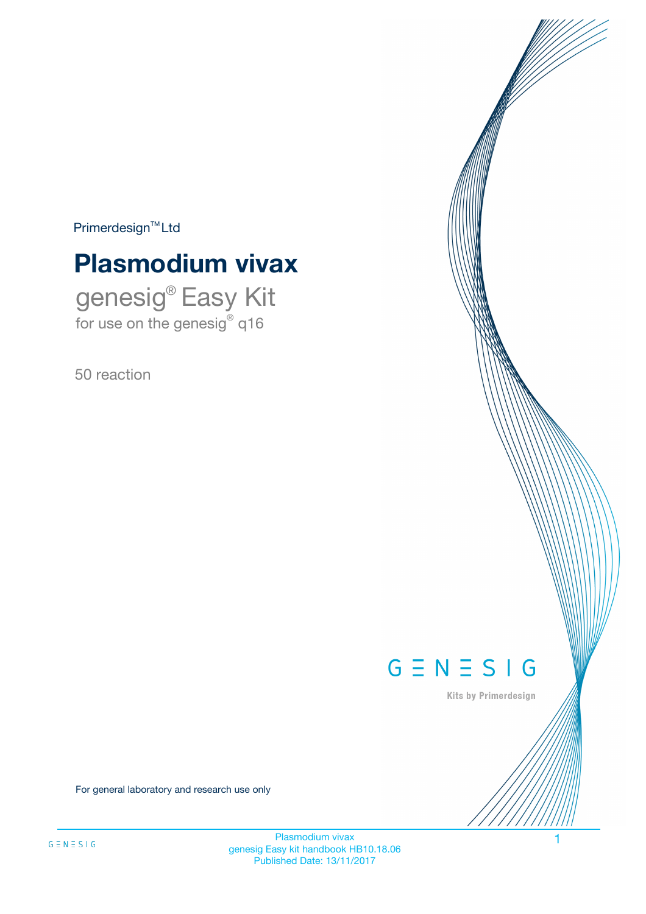Primerdesign™ Ltd

# Plasmodium vivax

## genesig® Easy Kit

for use on the genesig® q16

50 reaction

GENESIG

Kits by Primerdesign

For general laboratory and research use only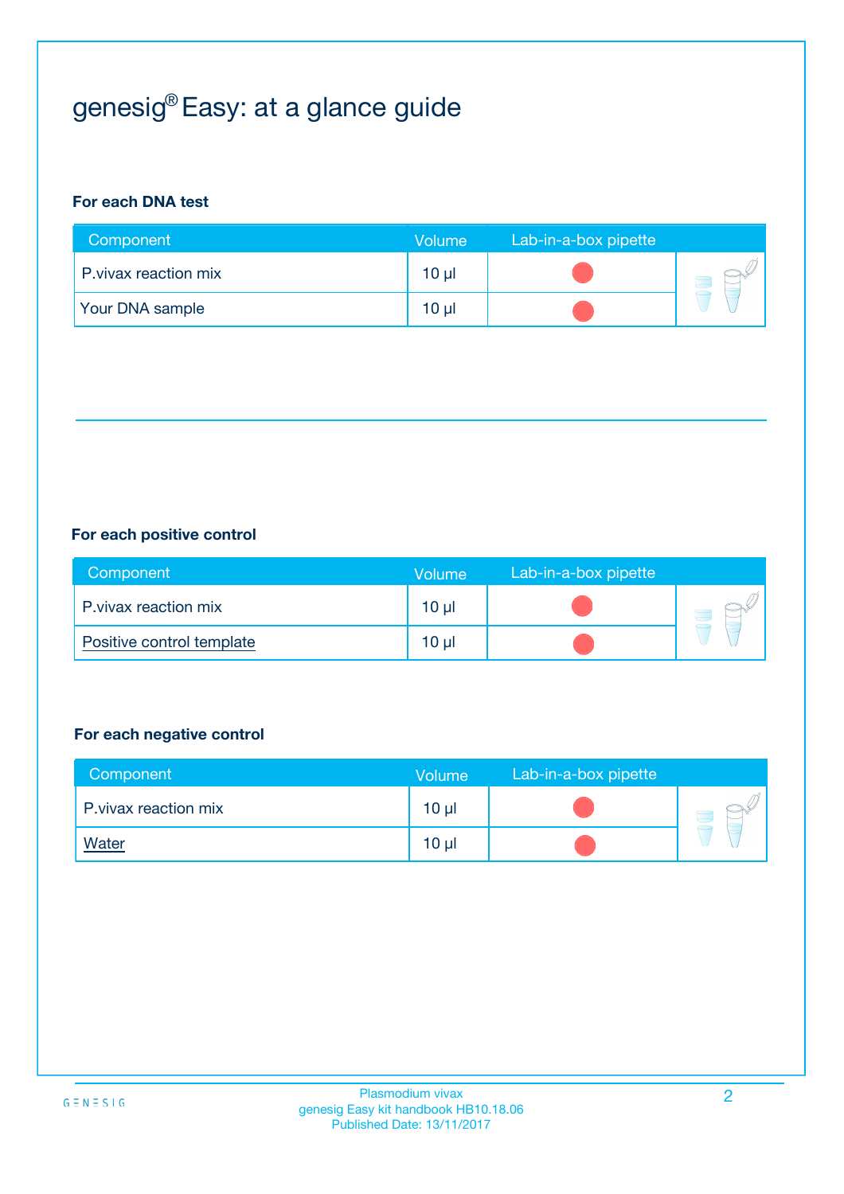# genesig® Easy: at a glance guide

**For each DNA test**

| Component | Volume | Lab-in-a-box pipette |
|---|---|---|
| P.vivax reaction mix | 10 µl | |
| Your DNA sample | 10 µl | |

**For each positive control**

| Component | Volume | Lab-in-a-box pipette |
|---|---|---|
| P.vivax reaction mix | 10 µl | |
| Positive control template | 10 µl | |

**For each negative control**

| Component | Volume | Lab-in-a-box pipette |
|---|---|---|
| P.vivax reaction mix | 10 µl | |
| Water | 10 µl | |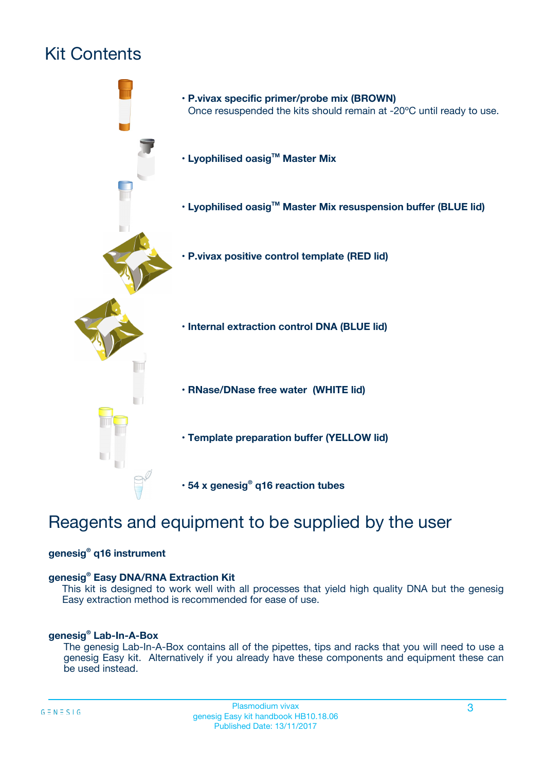# Kit Contents

- **P.vivax specific primer/probe mix (BROWN)**
  Once resuspended the kits should remain at -20ºC until ready to use.
- **Lyophilised oasig™ Master Mix**
- **Lyophilised oasig™ Master Mix resuspension buffer (BLUE lid)**
- **P.vivax positive control template (RED lid)**
- **Internal extraction control DNA (BLUE lid)**
- **RNase/DNase free water (WHITE lid)**
- **Template preparation buffer (YELLOW lid)**
- **54 x genesig® q16 reaction tubes**

# Reagents and equipment to be supplied by the user

**genesig® q16 instrument**

**genesig® Easy DNA/RNA Extraction Kit**

This kit is designed to work well with all processes that yield high quality DNA but the genesig Easy extraction method is recommended for ease of use.

**genesig® Lab-In-A-Box**

The genesig Lab-In-A-Box contains all of the pipettes, tips and racks that you will need to use a genesig Easy kit. Alternatively if you already have these components and equipment these can be used instead.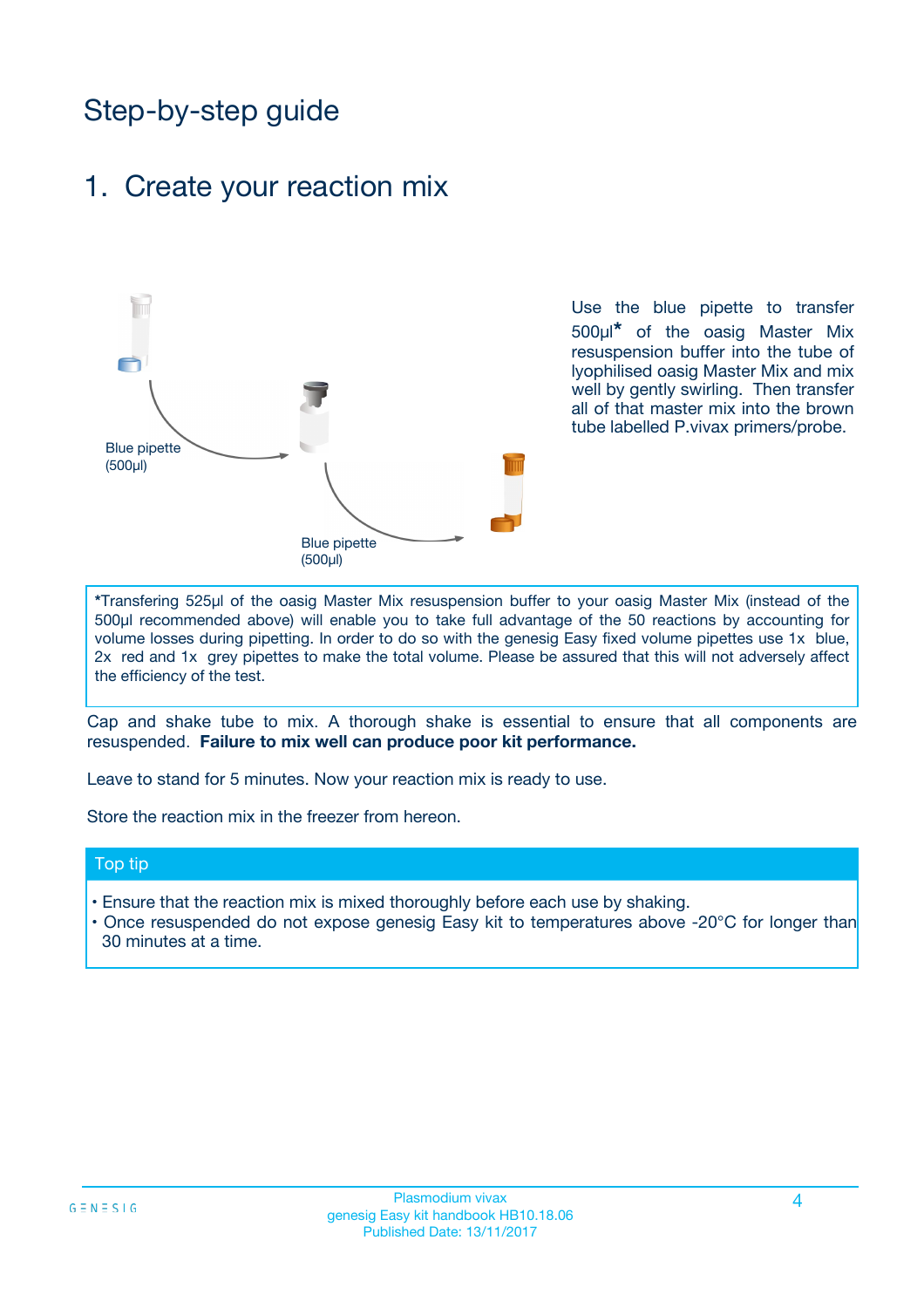# Step-by-step guide

## 1. Create your reaction mix

Blue pipette (500µl)

Blue pipette (500µl)

Use the blue pipette to transfer 500µl* of the oasig Master Mix resuspension buffer into the tube of lyophilised oasig Master Mix and mix well by gently swirling. Then transfer all of that master mix into the brown tube labelled P.vivax primers/probe.

*Transfering 525µl of the oasig Master Mix resuspension buffer to your oasig Master Mix (instead of the 500µl recommended above) will enable you to take full advantage of the 50 reactions by accounting for volume losses during pipetting. In order to do so with the genesig Easy fixed volume pipettes use 1x blue, 2x red and 1x grey pipettes to make the total volume. Please be assured that this will not adversely affect the efficiency of the test.

Cap and shake tube to mix. A thorough shake is essential to ensure that all components are resuspended. **Failure to mix well can produce poor kit performance.**

Leave to stand for 5 minutes. Now your reaction mix is ready to use.

Store the reaction mix in the freezer from hereon.

### Top tip

- Ensure that the reaction mix is mixed thoroughly before each use by shaking.
- Once resuspended do not expose genesig Easy kit to temperatures above -20°C for longer than 30 minutes at a time.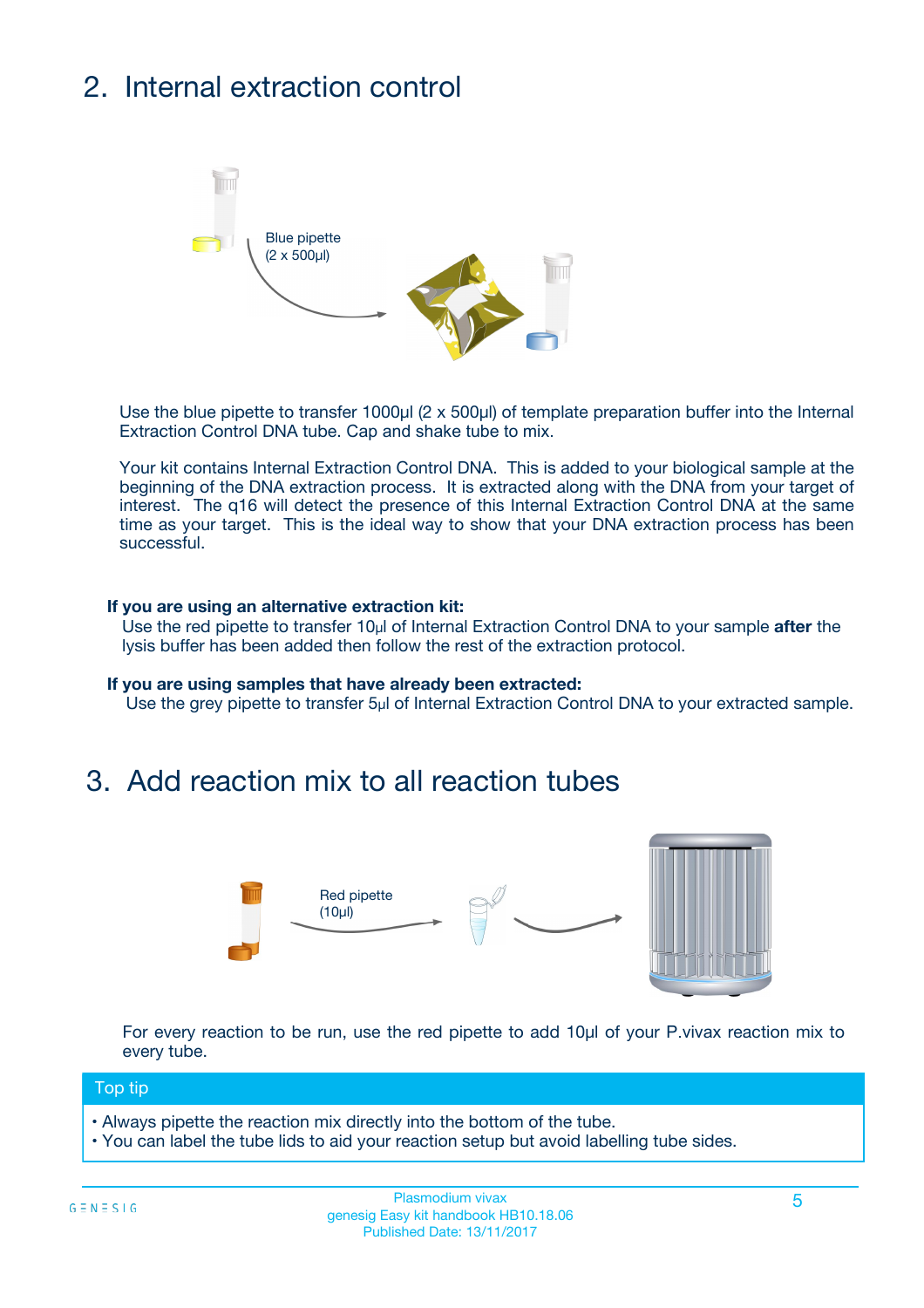## 2. Internal extraction control

Blue pipette
(2 x 500µl)

Use the blue pipette to transfer 1000µl (2 x 500µl) of template preparation buffer into the Internal Extraction Control DNA tube. Cap and shake tube to mix.

Your kit contains Internal Extraction Control DNA. This is added to your biological sample at the beginning of the DNA extraction process. It is extracted along with the DNA from your target of interest. The q16 will detect the presence of this Internal Extraction Control DNA at the same time as your target. This is the ideal way to show that your DNA extraction process has been successful.

**If you are using an alternative extraction kit:**

Use the red pipette to transfer 10µl of Internal Extraction Control DNA to your sample **after** the lysis buffer has been added then follow the rest of the extraction protocol.

**If you are using samples that have already been extracted:**

Use the grey pipette to transfer 5µl of Internal Extraction Control DNA to your extracted sample.

## 3. Add reaction mix to all reaction tubes

Red pipette
(10µl)

For every reaction to be run, use the red pipette to add 10µl of your P.vivax reaction mix to every tube.

**Top tip**

- Always pipette the reaction mix directly into the bottom of the tube.
- You can label the tube lids to aid your reaction setup but avoid labelling tube sides.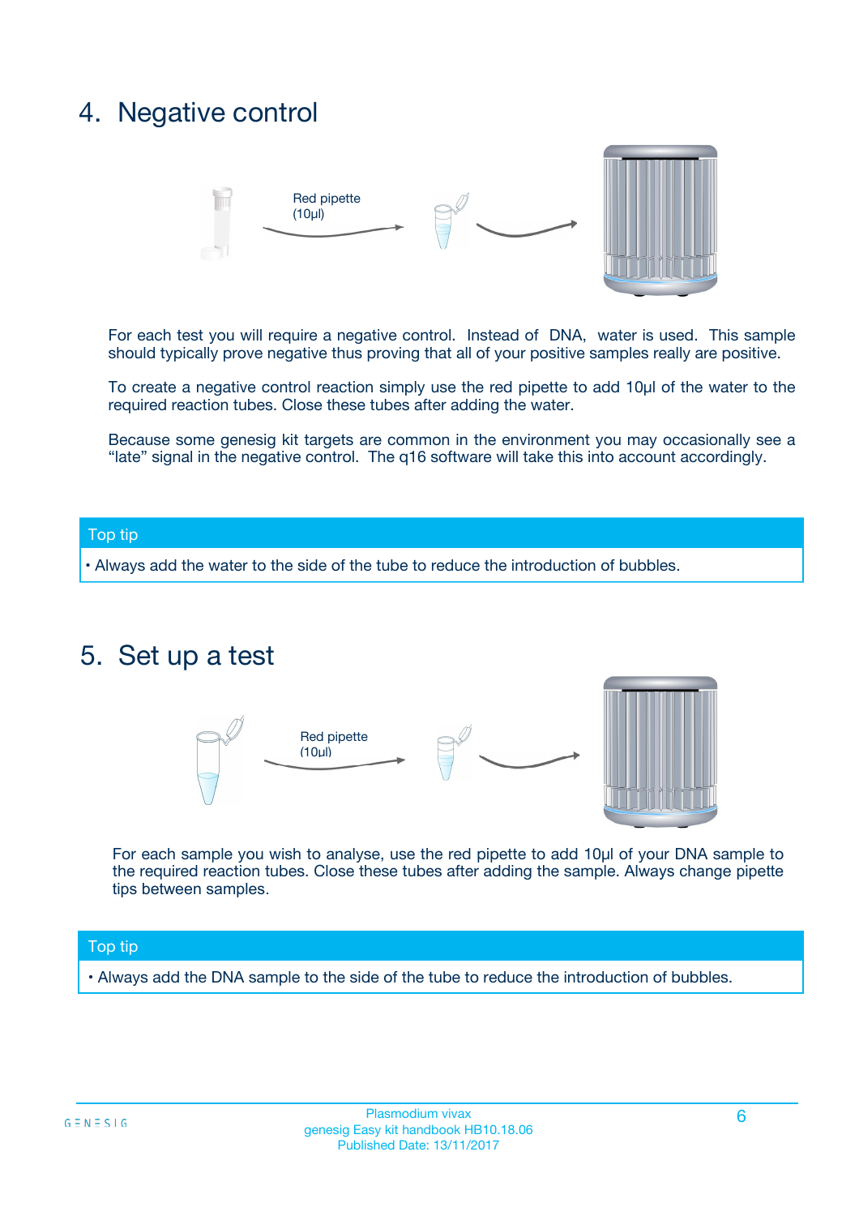## 4. Negative control

Red pipette (10µl)

For each test you will require a negative control. Instead of DNA, water is used. This sample should typically prove negative thus proving that all of your positive samples really are positive.

To create a negative control reaction simply use the red pipette to add 10µl of the water to the required reaction tubes. Close these tubes after adding the water.

Because some genesig kit targets are common in the environment you may occasionally see a "late" signal in the negative control. The q16 software will take this into account accordingly.

**Top tip**

- Always add the water to the side of the tube to reduce the introduction of bubbles.

## 5. Set up a test

Red pipette (10µl)

For each sample you wish to analyse, use the red pipette to add 10µl of your DNA sample to the required reaction tubes. Close these tubes after adding the sample. Always change pipette tips between samples.

**Top tip**

- Always add the DNA sample to the side of the tube to reduce the introduction of bubbles.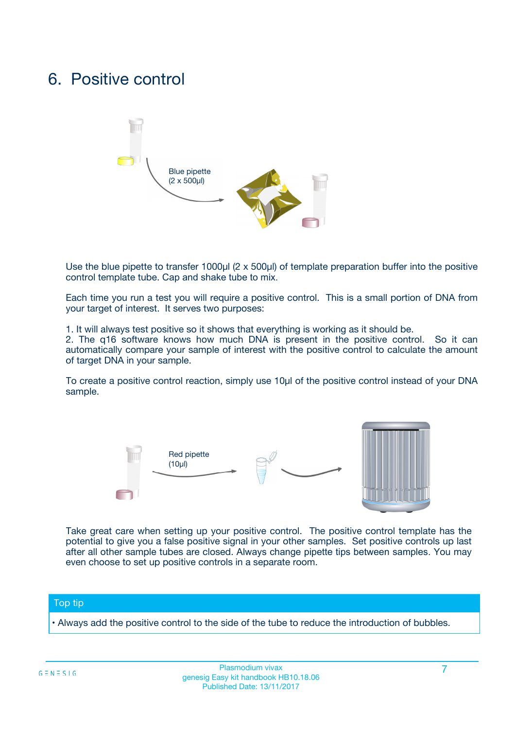# 6. Positive control

Blue pipette
(2 x 500µl)

Use the blue pipette to transfer 1000µl (2 x 500µl) of template preparation buffer into the positive control template tube. Cap and shake tube to mix.

Each time you run a test you will require a positive control. This is a small portion of DNA from your target of interest. It serves two purposes:

1. It will always test positive so it shows that everything is working as it should be.
2. The q16 software knows how much DNA is present in the positive control. So it can automatically compare your sample of interest with the positive control to calculate the amount of target DNA in your sample.

To create a positive control reaction, simply use 10µl of the positive control instead of your DNA sample.

Red pipette
(10µl)

Take great care when setting up your positive control. The positive control template has the potential to give you a false positive signal in your other samples. Set positive controls up last after all other sample tubes are closed. Always change pipette tips between samples. You may even choose to set up positive controls in a separate room.

## Top tip

- Always add the positive control to the side of the tube to reduce the introduction of bubbles.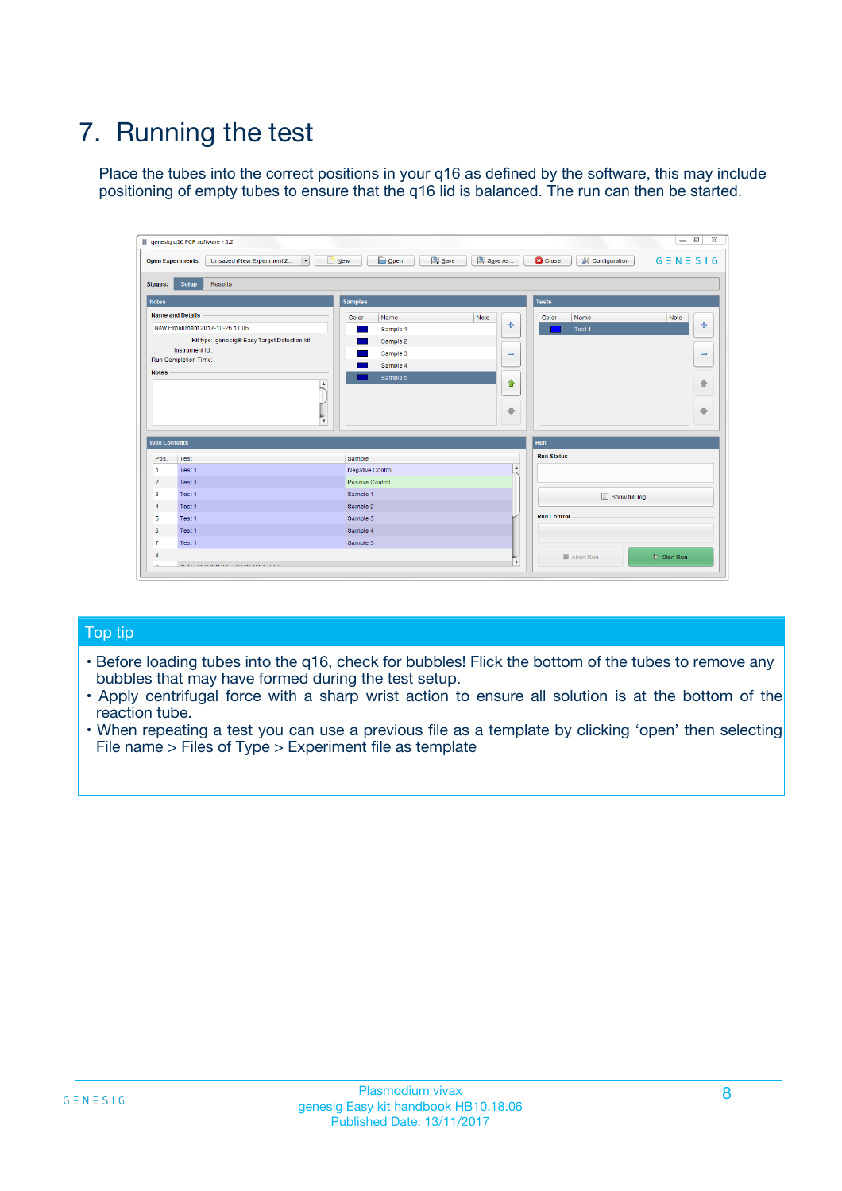# 7. Running the test

Place the tubes into the correct positions in your q16 as defined by the software, this may include positioning of empty tubes to ensure that the q16 lid is balanced. The run can then be started.

## Top tip

- Before loading tubes into the q16, check for bubbles! Flick the bottom of the tubes to remove any bubbles that may have formed during the test setup.
- Apply centrifugal force with a sharp wrist action to ensure all solution is at the bottom of the reaction tube.
- When repeating a test you can use a previous file as a template by clicking 'open' then selecting File name > Files of Type > Experiment file as template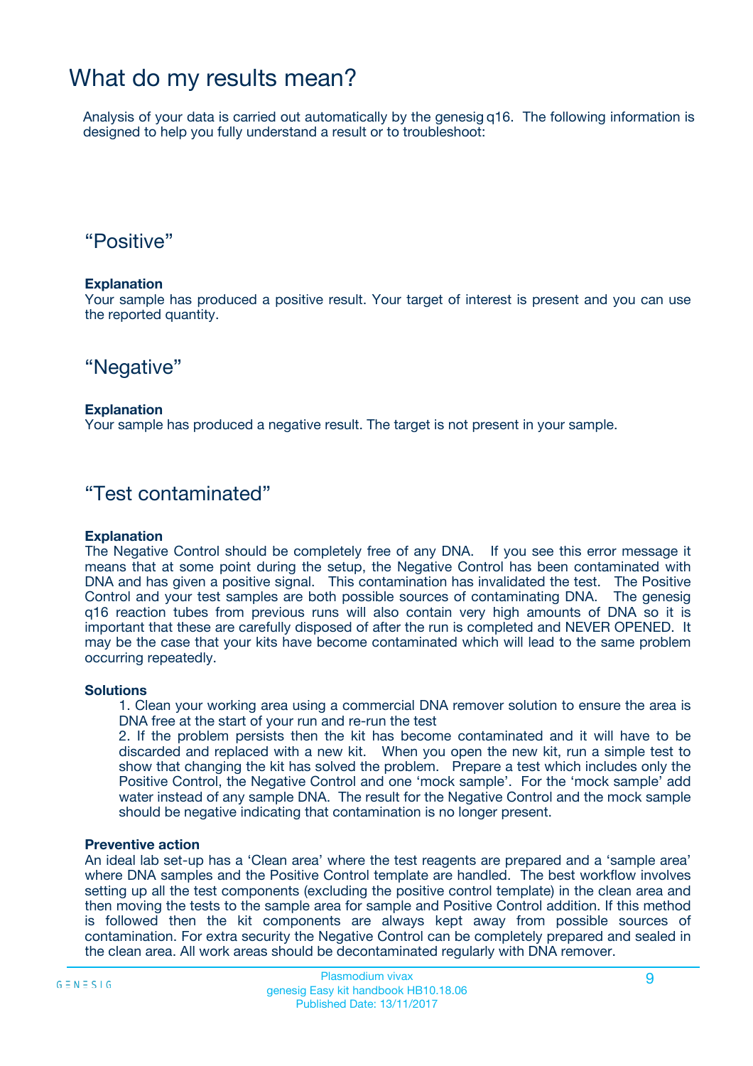# What do my results mean?

Analysis of your data is carried out automatically by the genesig q16. The following information is designed to help you fully understand a result or to troubleshoot:

## “Positive”

**Explanation**

Your sample has produced a positive result. Your target of interest is present and you can use the reported quantity.

## “Negative”

**Explanation**

Your sample has produced a negative result. The target is not present in your sample.

## “Test contaminated”

**Explanation**

The Negative Control should be completely free of any DNA. If you see this error message it means that at some point during the setup, the Negative Control has been contaminated with DNA and has given a positive signal. This contamination has invalidated the test. The Positive Control and your test samples are both possible sources of contaminating DNA. The genesig q16 reaction tubes from previous runs will also contain very high amounts of DNA so it is important that these are carefully disposed of after the run is completed and NEVER OPENED. It may be the case that your kits have become contaminated which will lead to the same problem occurring repeatedly.

**Solutions**

1. Clean your working area using a commercial DNA remover solution to ensure the area is DNA free at the start of your run and re-run the test
2. If the problem persists then the kit has become contaminated and it will have to be discarded and replaced with a new kit. When you open the new kit, run a simple test to show that changing the kit has solved the problem. Prepare a test which includes only the Positive Control, the Negative Control and one ‘mock sample’. For the ‘mock sample’ add water instead of any sample DNA. The result for the Negative Control and the mock sample should be negative indicating that contamination is no longer present.

**Preventive action**

An ideal lab set-up has a ‘Clean area’ where the test reagents are prepared and a ‘sample area’ where DNA samples and the Positive Control template are handled. The best workflow involves setting up all the test components (excluding the positive control template) in the clean area and then moving the tests to the sample area for sample and Positive Control addition. If this method is followed then the kit components are always kept away from possible sources of contamination. For extra security the Negative Control can be completely prepared and sealed in the clean area. All work areas should be decontaminated regularly with DNA remover.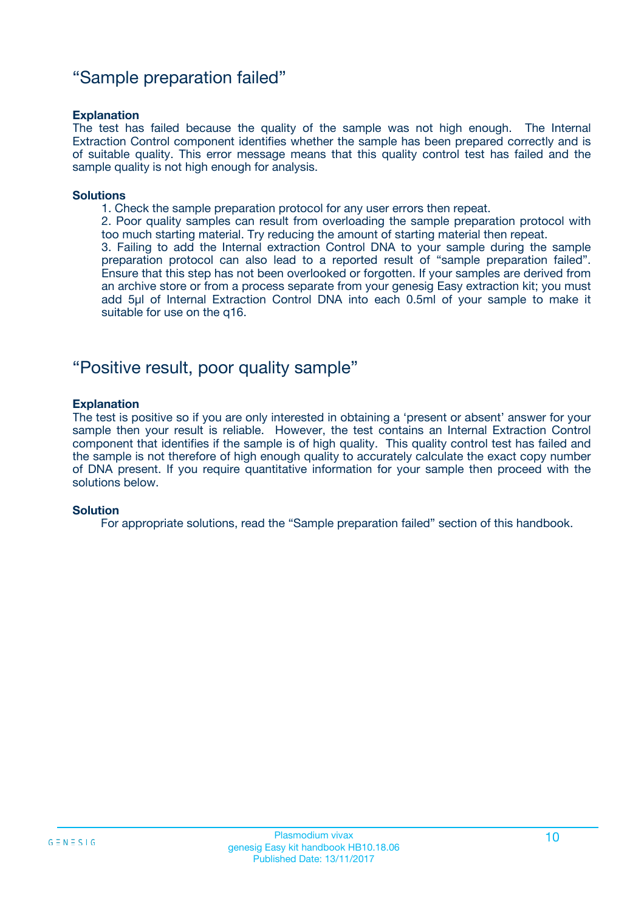## “Sample preparation failed”

**Explanation**

The test has failed because the quality of the sample was not high enough. The Internal Extraction Control component identifies whether the sample has been prepared correctly and is of suitable quality. This error message means that this quality control test has failed and the sample quality is not high enough for analysis.

**Solutions**

1. Check the sample preparation protocol for any user errors then repeat.
2. Poor quality samples can result from overloading the sample preparation protocol with too much starting material. Try reducing the amount of starting material then repeat.
3. Failing to add the Internal extraction Control DNA to your sample during the sample preparation protocol can also lead to a reported result of “sample preparation failed”. Ensure that this step has not been overlooked or forgotten. If your samples are derived from an archive store or from a process separate from your genesig Easy extraction kit; you must add 5µl of Internal Extraction Control DNA into each 0.5ml of your sample to make it suitable for use on the q16.

## “Positive result, poor quality sample”

**Explanation**

The test is positive so if you are only interested in obtaining a ‘present or absent’ answer for your sample then your result is reliable. However, the test contains an Internal Extraction Control component that identifies if the sample is of high quality. This quality control test has failed and the sample is not therefore of high enough quality to accurately calculate the exact copy number of DNA present. If you require quantitative information for your sample then proceed with the solutions below.

**Solution**

For appropriate solutions, read the “Sample preparation failed” section of this handbook.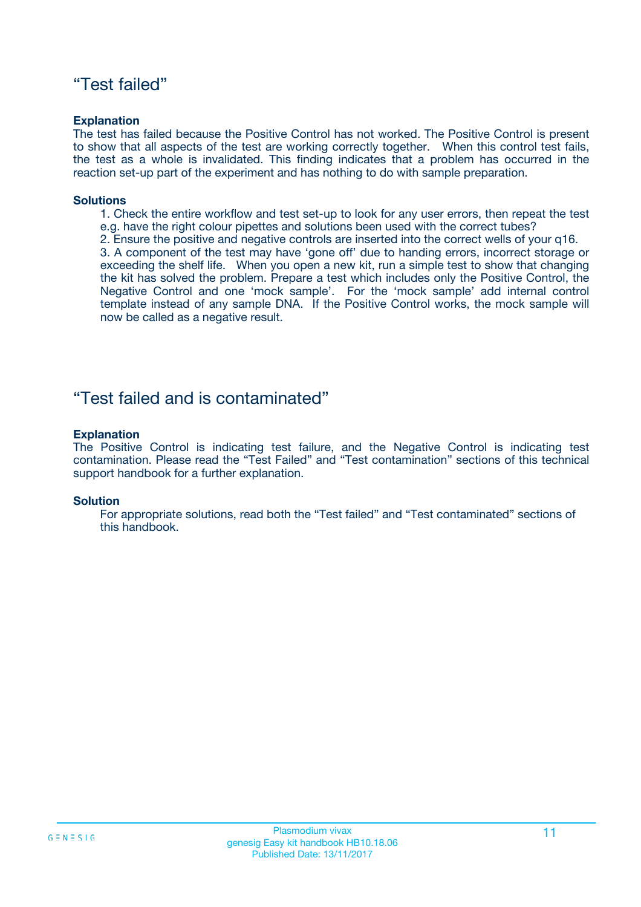## “Test failed”

**Explanation**

The test has failed because the Positive Control has not worked. The Positive Control is present to show that all aspects of the test are working correctly together. When this control test fails, the test as a whole is invalidated. This finding indicates that a problem has occurred in the reaction set-up part of the experiment and has nothing to do with sample preparation.

**Solutions**

1. Check the entire workflow and test set-up to look for any user errors, then repeat the test e.g. have the right colour pipettes and solutions been used with the correct tubes?
2. Ensure the positive and negative controls are inserted into the correct wells of your q16.
3. A component of the test may have ‘gone off’ due to handing errors, incorrect storage or exceeding the shelf life. When you open a new kit, run a simple test to show that changing the kit has solved the problem. Prepare a test which includes only the Positive Control, the Negative Control and one ‘mock sample’. For the ‘mock sample’ add internal control template instead of any sample DNA. If the Positive Control works, the mock sample will now be called as a negative result.

## “Test failed and is contaminated”

**Explanation**

The Positive Control is indicating test failure, and the Negative Control is indicating test contamination. Please read the “Test Failed” and “Test contamination” sections of this technical support handbook for a further explanation.

**Solution**

For appropriate solutions, read both the “Test failed” and “Test contaminated” sections of this handbook.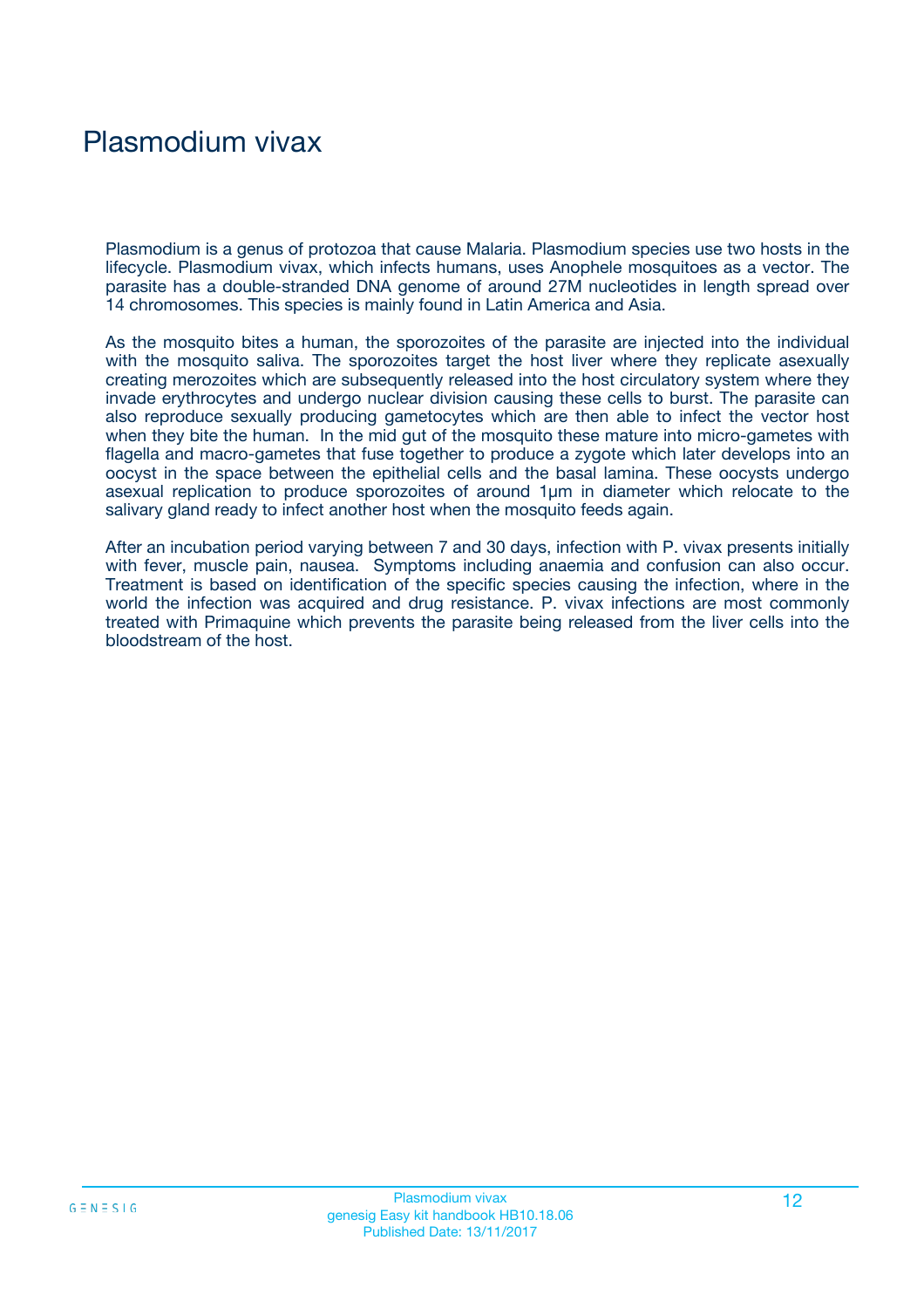# Plasmodium vivax

Plasmodium is a genus of protozoa that cause Malaria. Plasmodium species use two hosts in the lifecycle. Plasmodium vivax, which infects humans, uses Anophele mosquitoes as a vector. The parasite has a double-stranded DNA genome of around 27M nucleotides in length spread over 14 chromosomes. This species is mainly found in Latin America and Asia.

As the mosquito bites a human, the sporozoites of the parasite are injected into the individual with the mosquito saliva. The sporozoites target the host liver where they replicate asexually creating merozoites which are subsequently released into the host circulatory system where they invade erythrocytes and undergo nuclear division causing these cells to burst. The parasite can also reproduce sexually producing gametocytes which are then able to infect the vector host when they bite the human. In the mid gut of the mosquito these mature into micro-gametes with flagella and macro-gametes that fuse together to produce a zygote which later develops into an oocyst in the space between the epithelial cells and the basal lamina. These oocysts undergo asexual replication to produce sporozoites of around 1µm in diameter which relocate to the salivary gland ready to infect another host when the mosquito feeds again.

After an incubation period varying between 7 and 30 days, infection with P. vivax presents initially with fever, muscle pain, nausea. Symptoms including anaemia and confusion can also occur. Treatment is based on identification of the specific species causing the infection, where in the world the infection was acquired and drug resistance. P. vivax infections are most commonly treated with Primaquine which prevents the parasite being released from the liver cells into the bloodstream of the host.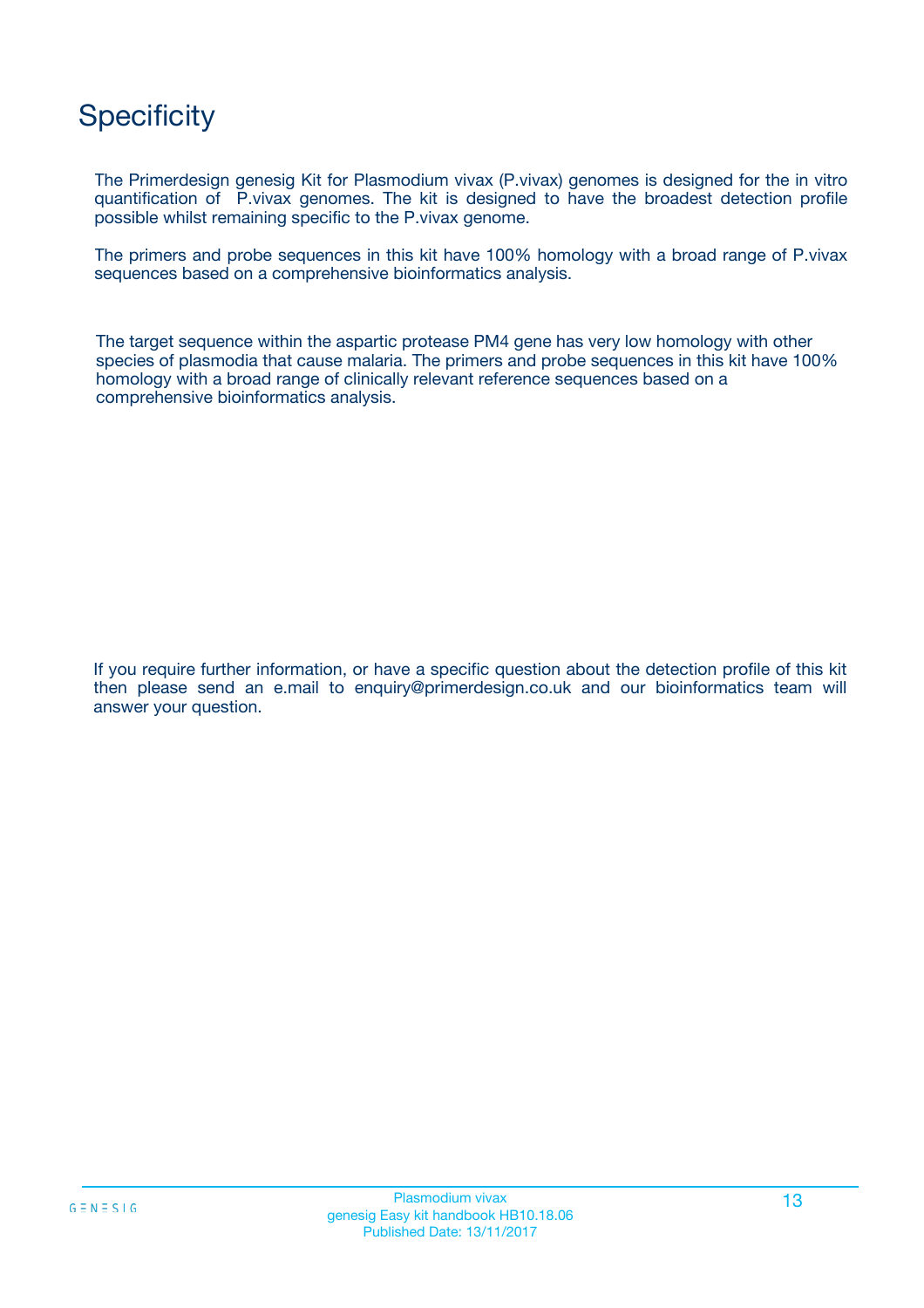# Specificity

The Primerdesign genesig Kit for Plasmodium vivax (P.vivax) genomes is designed for the in vitro quantification of P.vivax genomes. The kit is designed to have the broadest detection profile possible whilst remaining specific to the P.vivax genome.

The primers and probe sequences in this kit have 100% homology with a broad range of P.vivax sequences based on a comprehensive bioinformatics analysis.

The target sequence within the aspartic protease PM4 gene has very low homology with other species of plasmodia that cause malaria. The primers and probe sequences in this kit have 100% homology with a broad range of clinically relevant reference sequences based on a comprehensive bioinformatics analysis.

If you require further information, or have a specific question about the detection profile of this kit then please send an e.mail to enquiry@primerdesign.co.uk and our bioinformatics team will answer your question.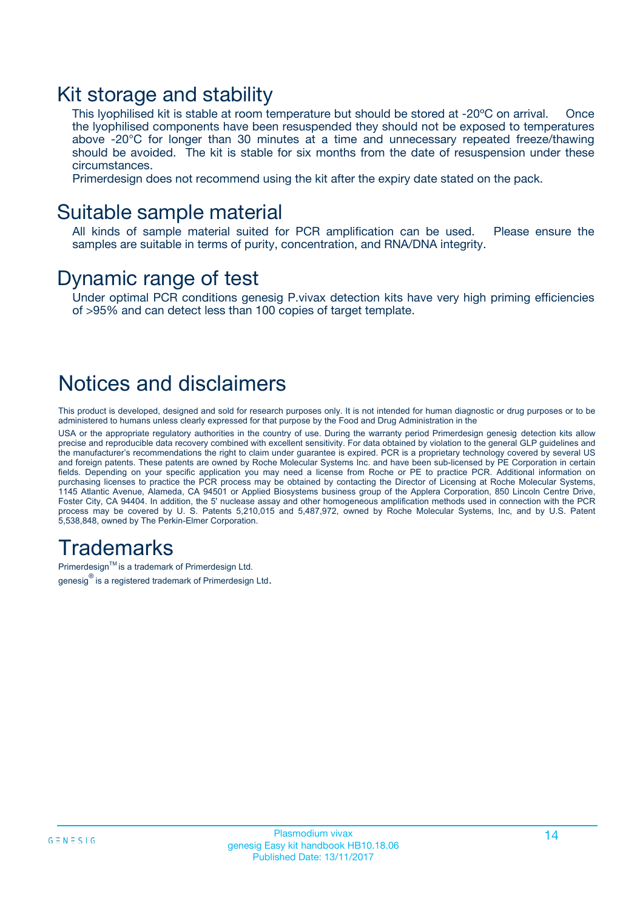# Kit storage and stability

This lyophilised kit is stable at room temperature but should be stored at -20ºC on arrival. Once the lyophilised components have been resuspended they should not be exposed to temperatures above -20°C for longer than 30 minutes at a time and unnecessary repeated freeze/thawing should be avoided. The kit is stable for six months from the date of resuspension under these circumstances.

Primerdesign does not recommend using the kit after the expiry date stated on the pack.

# Suitable sample material

All kinds of sample material suited for PCR amplification can be used. Please ensure the samples are suitable in terms of purity, concentration, and RNA/DNA integrity.

# Dynamic range of test

Under optimal PCR conditions genesig P.vivax detection kits have very high priming efficiencies of >95% and can detect less than 100 copies of target template.

# Notices and disclaimers

This product is developed, designed and sold for research purposes only. It is not intended for human diagnostic or drug purposes or to be administered to humans unless clearly expressed for that purpose by the Food and Drug Administration in the

USA or the appropriate regulatory authorities in the country of use. During the warranty period Primerdesign genesig detection kits allow precise and reproducible data recovery combined with excellent sensitivity. For data obtained by violation to the general GLP guidelines and the manufacturer's recommendations the right to claim under guarantee is expired. PCR is a proprietary technology covered by several US and foreign patents. These patents are owned by Roche Molecular Systems Inc. and have been sub-licensed by PE Corporation in certain fields. Depending on your specific application you may need a license from Roche or PE to practice PCR. Additional information on purchasing licenses to practice the PCR process may be obtained by contacting the Director of Licensing at Roche Molecular Systems, 1145 Atlantic Avenue, Alameda, CA 94501 or Applied Biosystems business group of the Applera Corporation, 850 Lincoln Centre Drive, Foster City, CA 94404. In addition, the 5' nuclease assay and other homogeneous amplification methods used in connection with the PCR process may be covered by U. S. Patents 5,210,015 and 5,487,972, owned by Roche Molecular Systems, Inc, and by U.S. Patent 5,538,848, owned by The Perkin-Elmer Corporation.

# Trademarks

Primerdesign™ is a trademark of Primerdesign Ltd.

genesig® is a registered trademark of Primerdesign Ltd.